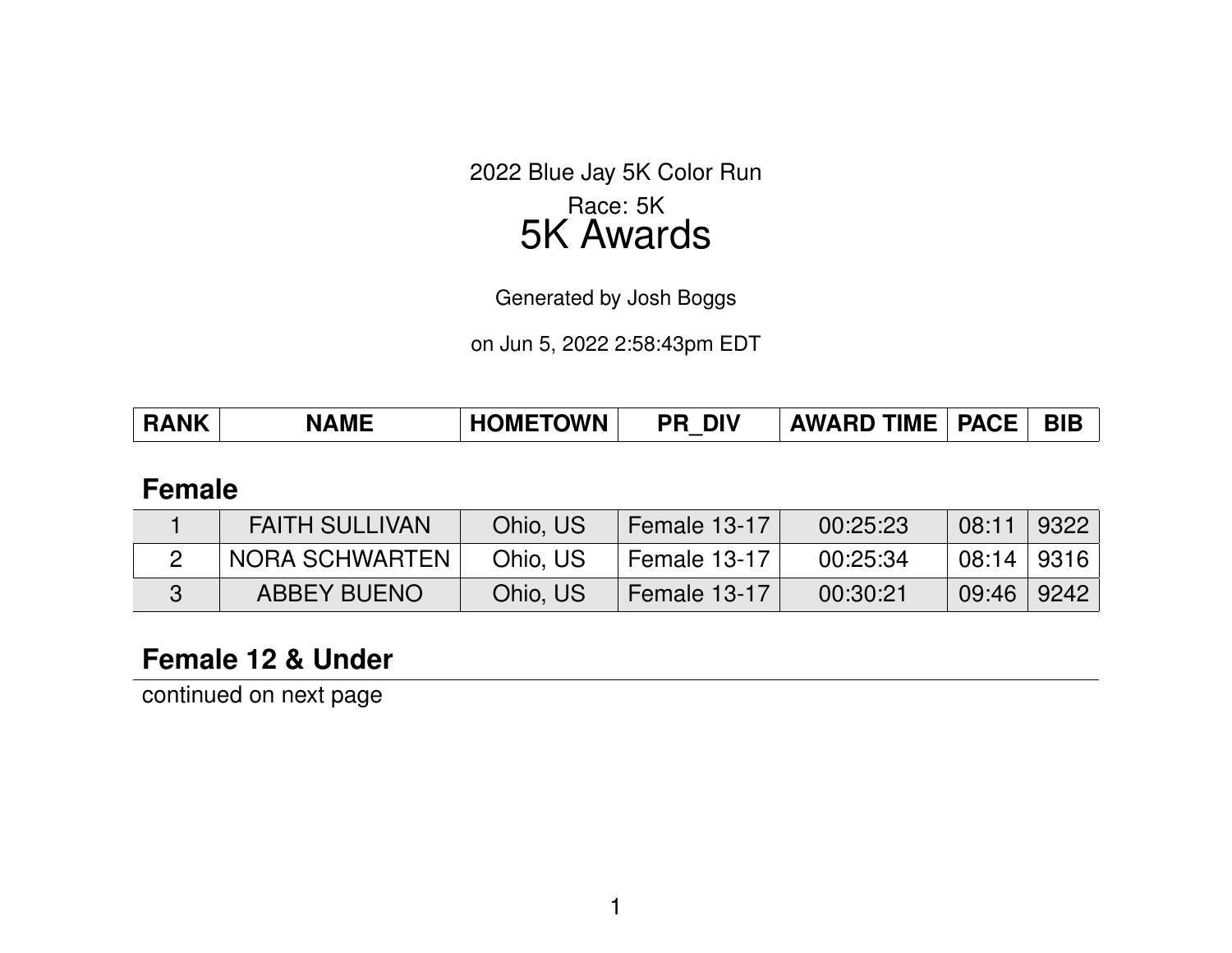2022 Blue Jay 5K Color Run

Race: 5K

# 5K Awards

Generated by Josh Boggs

on Jun 5, 2022 2:58:43pm EDT

| RANK | NAME | HOMETOWN | PR_DIV | AWARD TIME | PACE | BIB |
|---|---|---|---|---|---|---|

## Female

| RANK | NAME | HOMETOWN | PR_DIV | AWARD TIME | PACE | BIB |
|---|---|---|---|---|---|---|
| 1 | FAITH SULLIVAN | Ohio, US | Female 13-17 | 00:25:23 | 08:11 | 9322 |
| 2 | NORA SCHWARTEN | Ohio, US | Female 13-17 | 00:25:34 | 08:14 | 9316 |
| 3 | ABBEY BUENO | Ohio, US | Female 13-17 | 00:30:21 | 09:46 | 9242 |

## Female 12 & Under

continued on next page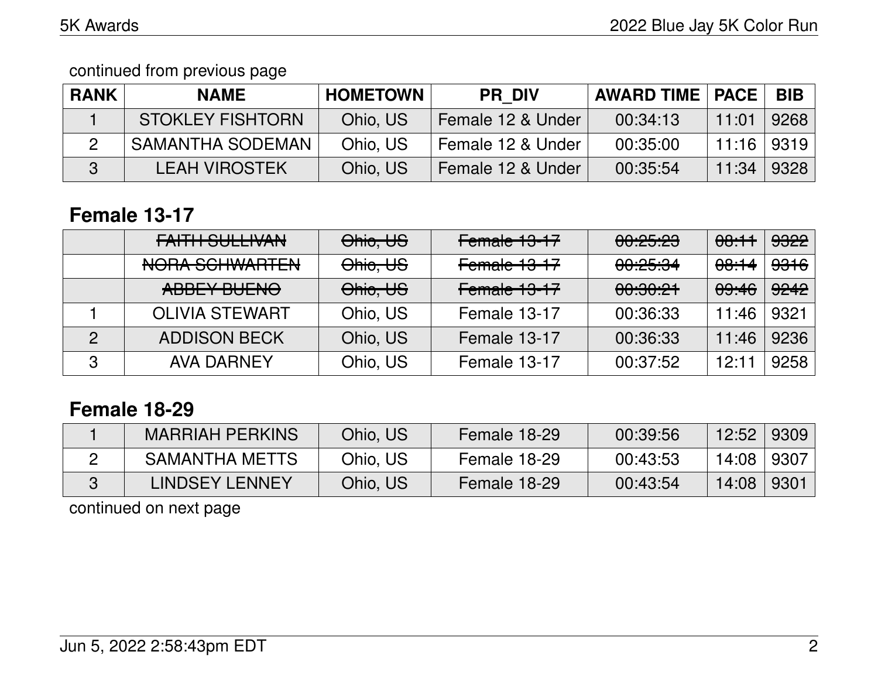continued from previous page

| RANK | NAME | HOMETOWN | PR_DIV | AWARD TIME | PACE | BIB |
|---|---|---|---|---|---|---|
| 1 | STOKLEY FISHTORN | Ohio, US | Female 12 & Under | 00:34:13 | 11:01 | 9268 |
| 2 | SAMANTHA SODEMAN | Ohio, US | Female 12 & Under | 00:35:00 | 11:16 | 9319 |
| 3 | LEAH VIROSTEK | Ohio, US | Female 12 & Under | 00:35:54 | 11:34 | 9328 |

## Female 13-17

| RANK | NAME | HOMETOWN | PR_DIV | AWARD TIME | PACE | BIB |
|---|---|---|---|---|---|---|
| | ~~FAITH SULLIVAN~~ | ~~Ohio, US~~ | ~~Female 13-17~~ | ~~00:25:23~~ | ~~08:11~~ | ~~9322~~ |
| | ~~NORA SCHWARTEN~~ | ~~Ohio, US~~ | ~~Female 13-17~~ | ~~00:25:34~~ | ~~08:14~~ | ~~9316~~ |
| | ~~ABBEY BUENO~~ | ~~Ohio, US~~ | ~~Female 13-17~~ | ~~00:30:21~~ | ~~09:46~~ | ~~9242~~ |
| 1 | OLIVIA STEWART | Ohio, US | Female 13-17 | 00:36:33 | 11:46 | 9321 |
| 2 | ADDISON BECK | Ohio, US | Female 13-17 | 00:36:33 | 11:46 | 9236 |
| 3 | AVA DARNEY | Ohio, US | Female 13-17 | 00:37:52 | 12:11 | 9258 |

## Female 18-29

| RANK | NAME | HOMETOWN | PR_DIV | AWARD TIME | PACE | BIB |
|---|---|---|---|---|---|---|
| 1 | MARRIAH PERKINS | Ohio, US | Female 18-29 | 00:39:56 | 12:52 | 9309 |
| 2 | SAMANTHA METTS | Ohio, US | Female 18-29 | 00:43:53 | 14:08 | 9307 |
| 3 | LINDSEY LENNEY | Ohio, US | Female 18-29 | 00:43:54 | 14:08 | 9301 |

continued on next page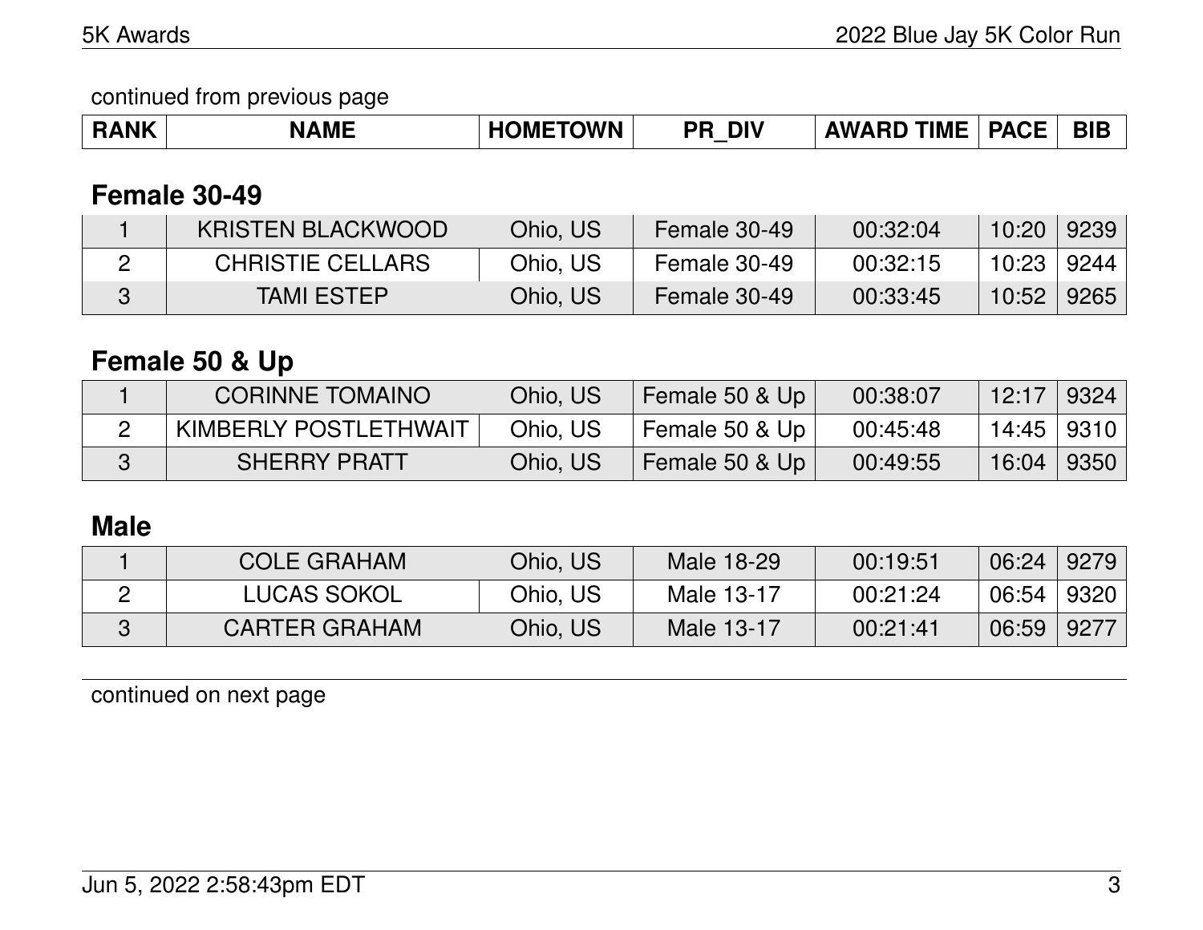continued from previous page

| RANK | NAME | HOMETOWN | PR_DIV | AWARD TIME | PACE | BIB |
|---|---|---|---|---|---|---|

## Female 30-49

| RANK | NAME | HOMETOWN | PR_DIV | AWARD TIME | PACE | BIB |
|---|---|---|---|---|---|---|
| 1 | KRISTEN BLACKWOOD | Ohio, US | Female 30-49 | 00:32:04 | 10:20 | 9239 |
| 2 | CHRISTIE CELLARS | Ohio, US | Female 30-49 | 00:32:15 | 10:23 | 9244 |
| 3 | TAMI ESTEP | Ohio, US | Female 30-49 | 00:33:45 | 10:52 | 9265 |

## Female 50 & Up

| RANK | NAME | HOMETOWN | PR_DIV | AWARD TIME | PACE | BIB |
|---|---|---|---|---|---|---|
| 1 | CORINNE TOMAINO | Ohio, US | Female 50 & Up | 00:38:07 | 12:17 | 9324 |
| 2 | KIMBERLY POSTLETHWAIT | Ohio, US | Female 50 & Up | 00:45:48 | 14:45 | 9310 |
| 3 | SHERRY PRATT | Ohio, US | Female 50 & Up | 00:49:55 | 16:04 | 9350 |

## Male

| RANK | NAME | HOMETOWN | PR_DIV | AWARD TIME | PACE | BIB |
|---|---|---|---|---|---|---|
| 1 | COLE GRAHAM | Ohio, US | Male 18-29 | 00:19:51 | 06:24 | 9279 |
| 2 | LUCAS SOKOL | Ohio, US | Male 13-17 | 00:21:24 | 06:54 | 9320 |
| 3 | CARTER GRAHAM | Ohio, US | Male 13-17 | 00:21:41 | 06:59 | 9277 |

continued on next page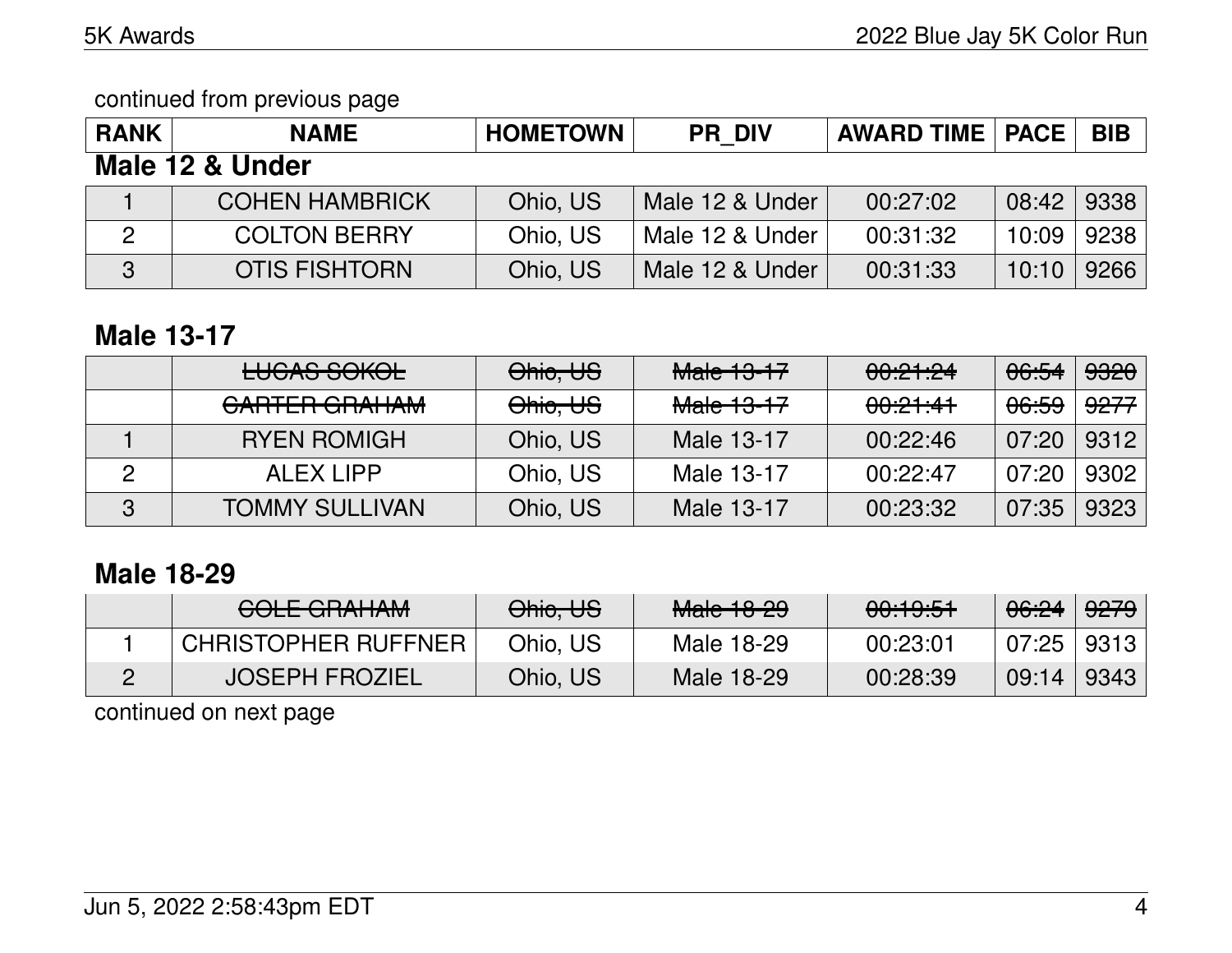continued from previous page

| RANK | NAME | HOMETOWN | PR_DIV | AWARD TIME | PACE | BIB |
|---|---|---|---|---|---|---|

### Male 12 & Under

| RANK | NAME | HOMETOWN | PR_DIV | AWARD TIME | PACE | BIB |
|---|---|---|---|---|---|---|
| 1 | COHEN HAMBRICK | Ohio, US | Male 12 & Under | 00:27:02 | 08:42 | 9338 |
| 2 | COLTON BERRY | Ohio, US | Male 12 & Under | 00:31:32 | 10:09 | 9238 |
| 3 | OTIS FISHTORN | Ohio, US | Male 12 & Under | 00:31:33 | 10:10 | 9266 |

### Male 13-17

| RANK | NAME | HOMETOWN | PR_DIV | AWARD TIME | PACE | BIB |
|---|---|---|---|---|---|---|
| | ~~LUCAS SOKOL~~ | ~~Ohio, US~~ | ~~Male 13-17~~ | ~~00:21:24~~ | ~~06:54~~ | ~~9320~~ |
| | ~~CARTER GRAHAM~~ | ~~Ohio, US~~ | ~~Male 13-17~~ | ~~00:21:41~~ | ~~06:59~~ | ~~9277~~ |
| 1 | RYEN ROMIGH | Ohio, US | Male 13-17 | 00:22:46 | 07:20 | 9312 |
| 2 | ALEX LIPP | Ohio, US | Male 13-17 | 00:22:47 | 07:20 | 9302 |
| 3 | TOMMY SULLIVAN | Ohio, US | Male 13-17 | 00:23:32 | 07:35 | 9323 |

### Male 18-29

| RANK | NAME | HOMETOWN | PR_DIV | AWARD TIME | PACE | BIB |
|---|---|---|---|---|---|---|
| | ~~COLE GRAHAM~~ | ~~Ohio, US~~ | ~~Male 18-29~~ | ~~00:19:51~~ | ~~06:24~~ | ~~9279~~ |
| 1 | CHRISTOPHER RUFFNER | Ohio, US | Male 18-29 | 00:23:01 | 07:25 | 9313 |
| 2 | JOSEPH FROZIEL | Ohio, US | Male 18-29 | 00:28:39 | 09:14 | 9343 |

continued on next page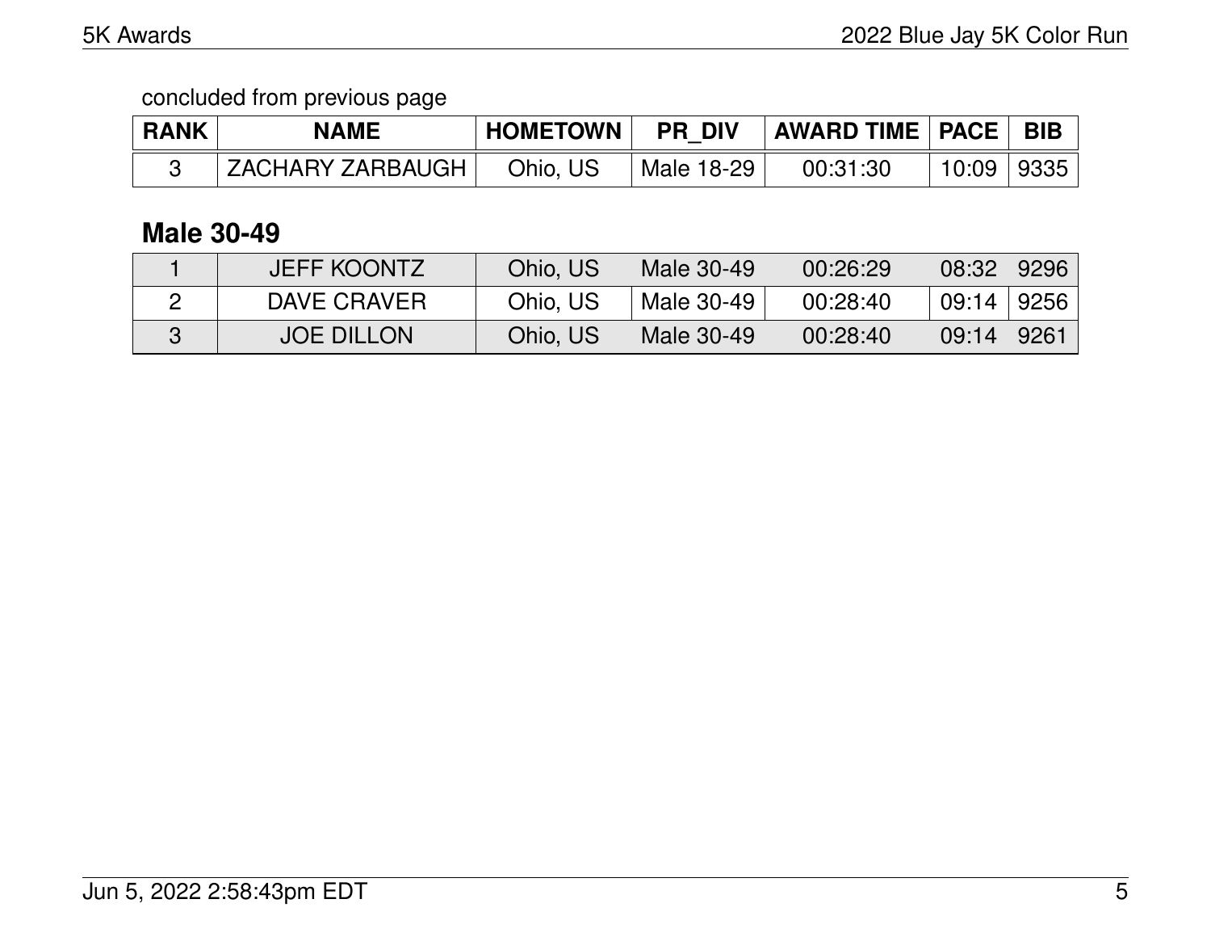concluded from previous page

| RANK | NAME | HOMETOWN | PR_DIV | AWARD TIME | PACE | BIB |
|---|---|---|---|---|---|---|
| 3 | ZACHARY ZARBAUGH | Ohio, US | Male 18-29 | 00:31:30 | 10:09 | 9335 |

## Male 30-49

| | | | | | | |
|---|---|---|---|---|---|---|
| 1 | JEFF KOONTZ | Ohio, US | Male 30-49 | 00:26:29 | 08:32 | 9296 |
| 2 | DAVE CRAVER | Ohio, US | Male 30-49 | 00:28:40 | 09:14 | 9256 |
| 3 | JOE DILLON | Ohio, US | Male 30-49 | 00:28:40 | 09:14 | 9261 |